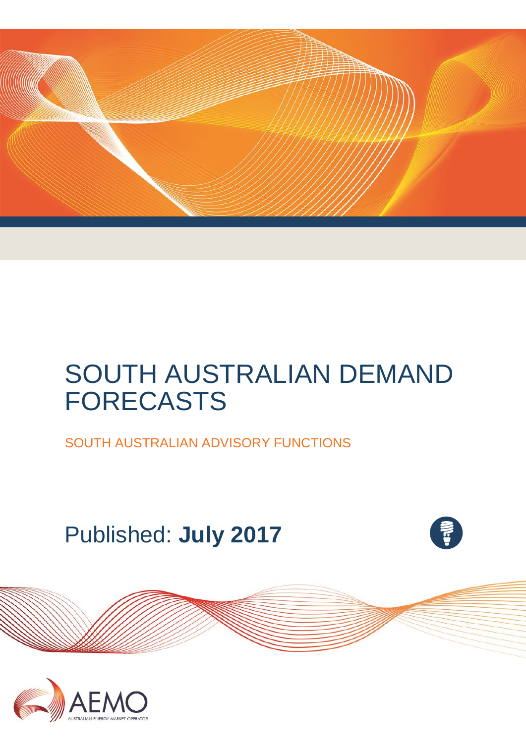# SOUTH AUSTRALIAN DEMAND FORECASTS

SOUTH AUSTRALIAN ADVISORY FUNCTIONS

Published: **July 2017**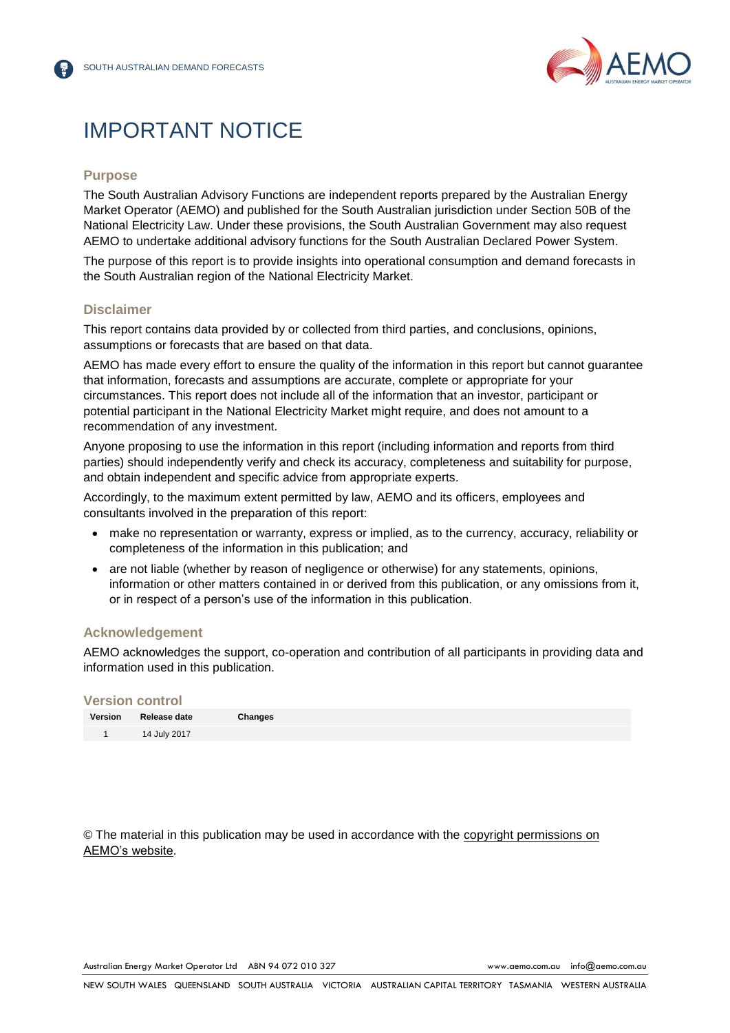# IMPORTANT NOTICE

## Purpose

The South Australian Advisory Functions are independent reports prepared by the Australian Energy Market Operator (AEMO) and published for the South Australian jurisdiction under Section 50B of the National Electricity Law. Under these provisions, the South Australian Government may also request AEMO to undertake additional advisory functions for the South Australian Declared Power System.

The purpose of this report is to provide insights into operational consumption and demand forecasts in the South Australian region of the National Electricity Market.

## Disclaimer

This report contains data provided by or collected from third parties, and conclusions, opinions, assumptions or forecasts that are based on that data.

AEMO has made every effort to ensure the quality of the information in this report but cannot guarantee that information, forecasts and assumptions are accurate, complete or appropriate for your circumstances. This report does not include all of the information that an investor, participant or potential participant in the National Electricity Market might require, and does not amount to a recommendation of any investment.

Anyone proposing to use the information in this report (including information and reports from third parties) should independently verify and check its accuracy, completeness and suitability for purpose, and obtain independent and specific advice from appropriate experts.

Accordingly, to the maximum extent permitted by law, AEMO and its officers, employees and consultants involved in the preparation of this report:

- make no representation or warranty, express or implied, as to the currency, accuracy, reliability or completeness of the information in this publication; and
- are not liable (whether by reason of negligence or otherwise) for any statements, opinions, information or other matters contained in or derived from this publication, or any omissions from it, or in respect of a person's use of the information in this publication.

## Acknowledgement

AEMO acknowledges the support, co-operation and contribution of all participants in providing data and information used in this publication.

## Version control

| Version | Release date | Changes |
|---|---|---|
| 1 | 14 July 2017 | |

© The material in this publication may be used in accordance with the copyright permissions on AEMO's website.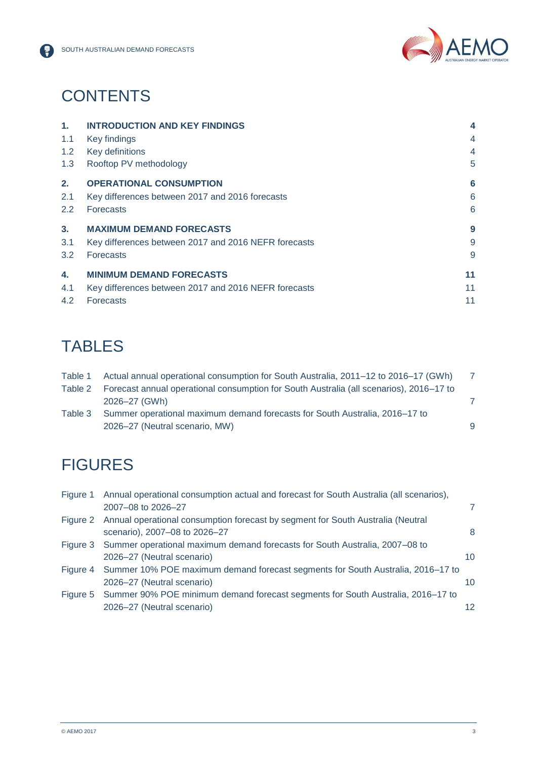# CONTENTS

| | | |
|---|---|---|
| **1.** | **INTRODUCTION AND KEY FINDINGS** | **4** |
| 1.1 | Key findings | 4 |
| 1.2 | Key definitions | 4 |
| 1.3 | Rooftop PV methodology | 5 |
| **2.** | **OPERATIONAL CONSUMPTION** | **6** |
| 2.1 | Key differences between 2017 and 2016 forecasts | 6 |
| 2.2 | Forecasts | 6 |
| **3.** | **MAXIMUM DEMAND FORECASTS** | **9** |
| 3.1 | Key differences between 2017 and 2016 NEFR forecasts | 9 |
| 3.2 | Forecasts | 9 |
| **4.** | **MINIMUM DEMAND FORECASTS** | **11** |
| 4.1 | Key differences between 2017 and 2016 NEFR forecasts | 11 |
| 4.2 | Forecasts | 11 |

# TABLES

| | | |
|---|---|---|
| Table 1 | Actual annual operational consumption for South Australia, 2011–12 to 2016–17 (GWh) | 7 |
| Table 2 | Forecast annual operational consumption for South Australia (all scenarios), 2016–17 to 2026–27 (GWh) | 7 |
| Table 3 | Summer operational maximum demand forecasts for South Australia, 2016–17 to 2026–27 (Neutral scenario, MW) | 9 |

# FIGURES

| | | |
|---|---|---|
| Figure 1 | Annual operational consumption actual and forecast for South Australia (all scenarios), 2007–08 to 2026–27 | 7 |
| Figure 2 | Annual operational consumption forecast by segment for South Australia (Neutral scenario), 2007–08 to 2026–27 | 8 |
| Figure 3 | Summer operational maximum demand forecasts for South Australia, 2007–08 to 2026–27 (Neutral scenario) | 10 |
| Figure 4 | Summer 10% POE maximum demand forecast segments for South Australia, 2016–17 to 2026–27 (Neutral scenario) | 10 |
| Figure 5 | Summer 90% POE minimum demand forecast segments for South Australia, 2016–17 to 2026–27 (Neutral scenario) | 12 |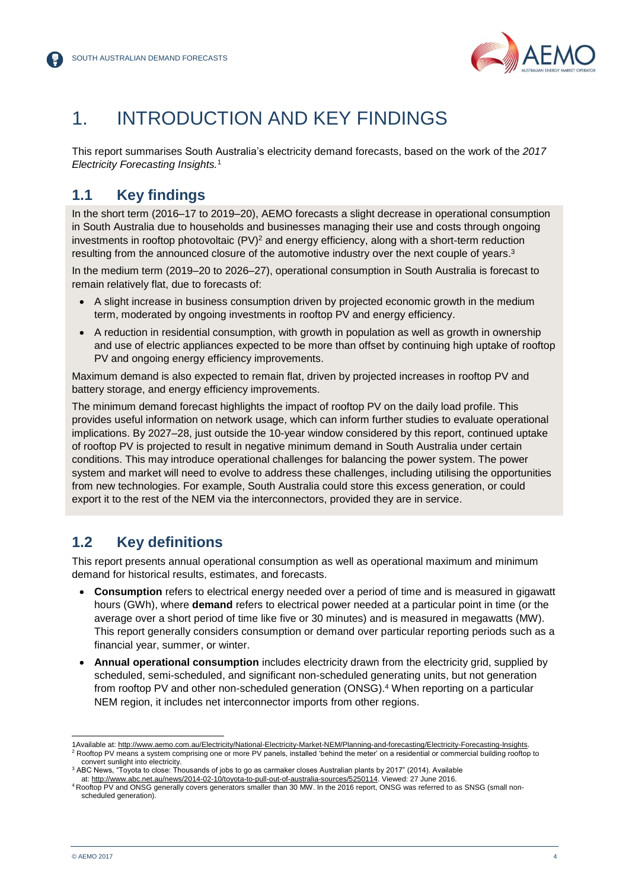# 1. INTRODUCTION AND KEY FINDINGS

This report summarises South Australia's electricity demand forecasts, based on the work of the *2017 Electricity Forecasting Insights.*[1]

## 1.1 Key findings

In the short term (2016–17 to 2019–20), AEMO forecasts a slight decrease in operational consumption in South Australia due to households and businesses managing their use and costs through ongoing investments in rooftop photovoltaic (PV)[2] and energy efficiency, along with a short-term reduction resulting from the announced closure of the automotive industry over the next couple of years.[3]

In the medium term (2019–20 to 2026–27), operational consumption in South Australia is forecast to remain relatively flat, due to forecasts of:

- A slight increase in business consumption driven by projected economic growth in the medium term, moderated by ongoing investments in rooftop PV and energy efficiency.
- A reduction in residential consumption, with growth in population as well as growth in ownership and use of electric appliances expected to be more than offset by continuing high uptake of rooftop PV and ongoing energy efficiency improvements.

Maximum demand is also expected to remain flat, driven by projected increases in rooftop PV and battery storage, and energy efficiency improvements.

The minimum demand forecast highlights the impact of rooftop PV on the daily load profile. This provides useful information on network usage, which can inform further studies to evaluate operational implications. By 2027–28, just outside the 10-year window considered by this report, continued uptake of rooftop PV is projected to result in negative minimum demand in South Australia under certain conditions. This may introduce operational challenges for balancing the power system. The power system and market will need to evolve to address these challenges, including utilising the opportunities from new technologies. For example, South Australia could store this excess generation, or could export it to the rest of the NEM via the interconnectors, provided they are in service.

## 1.2 Key definitions

This report presents annual operational consumption as well as operational maximum and minimum demand for historical results, estimates, and forecasts.

- **Consumption** refers to electrical energy needed over a period of time and is measured in gigawatt hours (GWh), where **demand** refers to electrical power needed at a particular point in time (or the average over a short period of time like five or 30 minutes) and is measured in megawatts (MW). This report generally considers consumption or demand over particular reporting periods such as a financial year, summer, or winter.
- **Annual operational consumption** includes electricity drawn from the electricity grid, supplied by scheduled, semi-scheduled, and significant non-scheduled generating units, but not generation from rooftop PV and other non-scheduled generation (ONSG).[4] When reporting on a particular NEM region, it includes net interconnector imports from other regions.

---

1 Available at: http://www.aemo.com.au/Electricity/National-Electricity-Market-NEM/Planning-and-forecasting/Electricity-Forecasting-Insights.

2 Rooftop PV means a system comprising one or more PV panels, installed 'behind the meter' on a residential or commercial building rooftop to convert sunlight into electricity.

3 ABC News, "Toyota to close: Thousands of jobs to go as carmaker closes Australian plants by 2017" (2014). Available at: http://www.abc.net.au/news/2014-02-10/toyota-to-pull-out-of-australia-sources/5250114. Viewed: 27 June 2016.

4 Rooftop PV and ONSG generally covers generators smaller than 30 MW. In the 2016 report, ONSG was referred to as SNSG (small non-scheduled generation).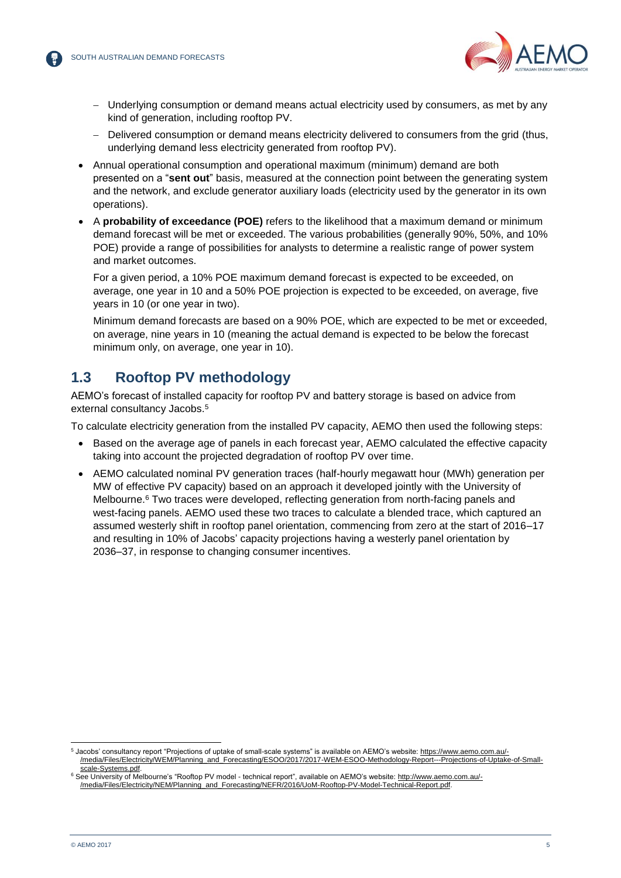- Underlying consumption or demand means actual electricity used by consumers, as met by any kind of generation, including rooftop PV.
  - Delivered consumption or demand means electricity delivered to consumers from the grid (thus, underlying demand less electricity generated from rooftop PV).
- Annual operational consumption and operational maximum (minimum) demand are both presented on a "**sent out**" basis, measured at the connection point between the generating system and the network, and exclude generator auxiliary loads (electricity used by the generator in its own operations).
- A **probability of exceedance (POE)** refers to the likelihood that a maximum demand or minimum demand forecast will be met or exceeded. The various probabilities (generally 90%, 50%, and 10% POE) provide a range of possibilities for analysts to determine a realistic range of power system and market outcomes.

  For a given period, a 10% POE maximum demand forecast is expected to be exceeded, on average, one year in 10 and a 50% POE projection is expected to be exceeded, on average, five years in 10 (or one year in two).

  Minimum demand forecasts are based on a 90% POE, which are expected to be met or exceeded, on average, nine years in 10 (meaning the actual demand is expected to be below the forecast minimum only, on average, one year in 10).

## 1.3 Rooftop PV methodology

AEMO's forecast of installed capacity for rooftop PV and battery storage is based on advice from external consultancy Jacobs.[5]

To calculate electricity generation from the installed PV capacity, AEMO then used the following steps:

- Based on the average age of panels in each forecast year, AEMO calculated the effective capacity taking into account the projected degradation of rooftop PV over time.
- AEMO calculated nominal PV generation traces (half-hourly megawatt hour (MWh) generation per MW of effective PV capacity) based on an approach it developed jointly with the University of Melbourne.[6] Two traces were developed, reflecting generation from north-facing panels and west-facing panels. AEMO used these two traces to calculate a blended trace, which captured an assumed westerly shift in rooftop panel orientation, commencing from zero at the start of 2016–17 and resulting in 10% of Jacobs' capacity projections having a westerly panel orientation by 2036–37, in response to changing consumer incentives.

---

[5] Jacobs' consultancy report "Projections of uptake of small-scale systems" is available on AEMO's website: https://www.aemo.com.au/-/media/Files/Electricity/WEM/Planning_and_Forecasting/ESOO/2017/2017-WEM-ESOO-Methodology-Report---Projections-of-Uptake-of-Small-scale-Systems.pdf.

[6] See University of Melbourne's "Rooftop PV model - technical report", available on AEMO's website: http://www.aemo.com.au/-/media/Files/Electricity/NEM/Planning_and_Forecasting/NEFR/2016/UoM-Rooftop-PV-Model-Technical-Report.pdf.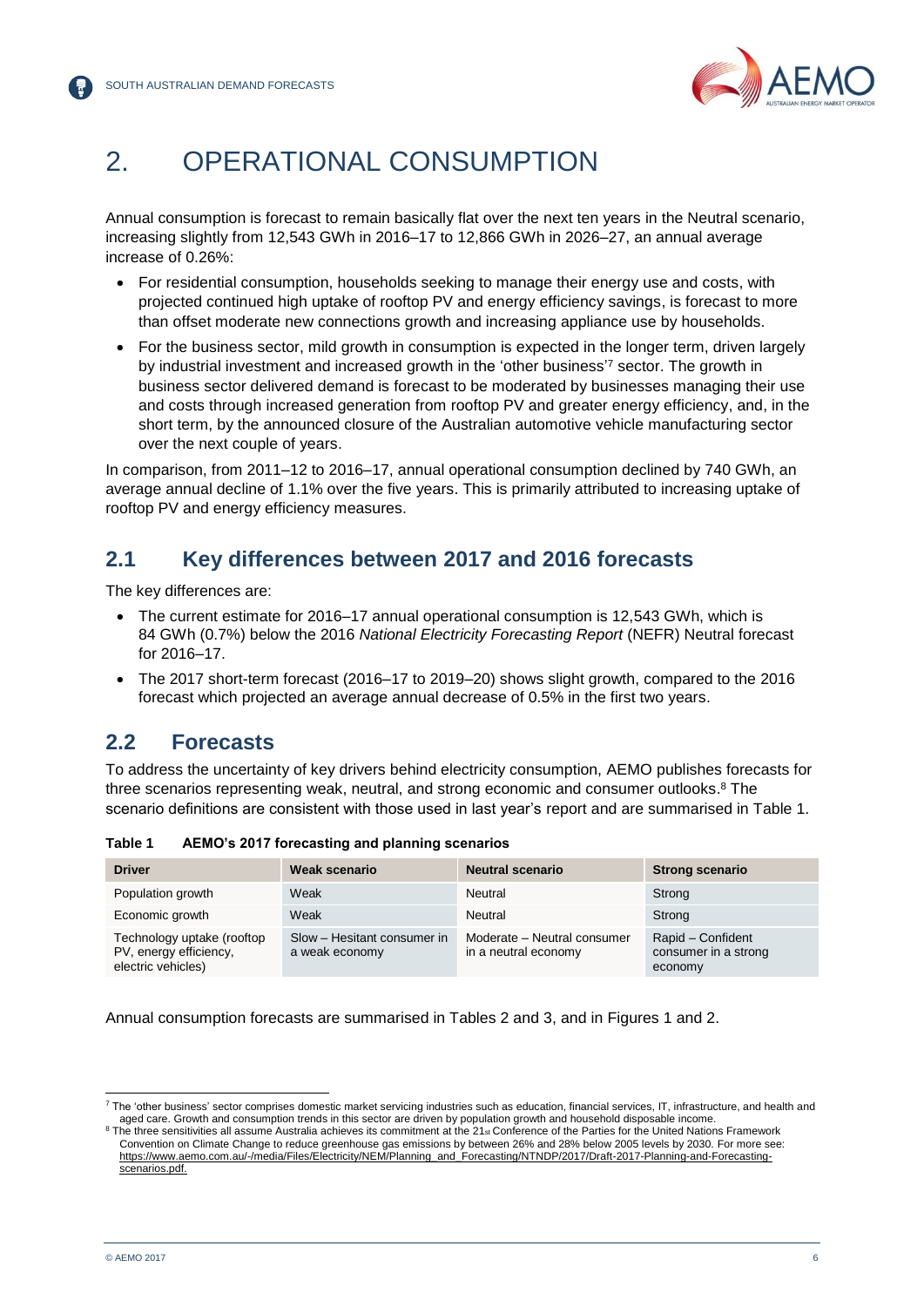# 2. OPERATIONAL CONSUMPTION

Annual consumption is forecast to remain basically flat over the next ten years in the Neutral scenario, increasing slightly from 12,543 GWh in 2016–17 to 12,866 GWh in 2026–27, an annual average increase of 0.26%:

- For residential consumption, households seeking to manage their energy use and costs, with projected continued high uptake of rooftop PV and energy efficiency savings, is forecast to more than offset moderate new connections growth and increasing appliance use by households.
- For the business sector, mild growth in consumption is expected in the longer term, driven largely by industrial investment and increased growth in the 'other business'[7] sector. The growth in business sector delivered demand is forecast to be moderated by businesses managing their use and costs through increased generation from rooftop PV and greater energy efficiency, and, in the short term, by the announced closure of the Australian automotive vehicle manufacturing sector over the next couple of years.

In comparison, from 2011–12 to 2016–17, annual operational consumption declined by 740 GWh, an average annual decline of 1.1% over the five years. This is primarily attributed to increasing uptake of rooftop PV and energy efficiency measures.

## 2.1 Key differences between 2017 and 2016 forecasts

The key differences are:

- The current estimate for 2016–17 annual operational consumption is 12,543 GWh, which is 84 GWh (0.7%) below the 2016 *National Electricity Forecasting Report* (NEFR) Neutral forecast for 2016–17.
- The 2017 short-term forecast (2016–17 to 2019–20) shows slight growth, compared to the 2016 forecast which projected an average annual decrease of 0.5% in the first two years.

## 2.2 Forecasts

To address the uncertainty of key drivers behind electricity consumption, AEMO publishes forecasts for three scenarios representing weak, neutral, and strong economic and consumer outlooks.[8] The scenario definitions are consistent with those used in last year's report and are summarised in Table 1.

**Table 1 AEMO's 2017 forecasting and planning scenarios**

| Driver | Weak scenario | Neutral scenario | Strong scenario |
|---|---|---|---|
| Population growth | Weak | Neutral | Strong |
| Economic growth | Weak | Neutral | Strong |
| Technology uptake (rooftop PV, energy efficiency, electric vehicles) | Slow – Hesitant consumer in a weak economy | Moderate – Neutral consumer in a neutral economy | Rapid – Confident consumer in a strong economy |

Annual consumption forecasts are summarised in Tables 2 and 3, and in Figures 1 and 2.

---

[7] The 'other business' sector comprises domestic market servicing industries such as education, financial services, IT, infrastructure, and health and aged care. Growth and consumption trends in this sector are driven by population growth and household disposable income.

[8] The three sensitivities all assume Australia achieves its commitment at the 21st Conference of the Parties for the United Nations Framework Convention on Climate Change to reduce greenhouse gas emissions by between 26% and 28% below 2005 levels by 2030. For more see: https://www.aemo.com.au/-/media/Files/Electricity/NEM/Planning_and_Forecasting/NTNDP/2017/Draft-2017-Planning-and-Forecasting-scenarios.pdf.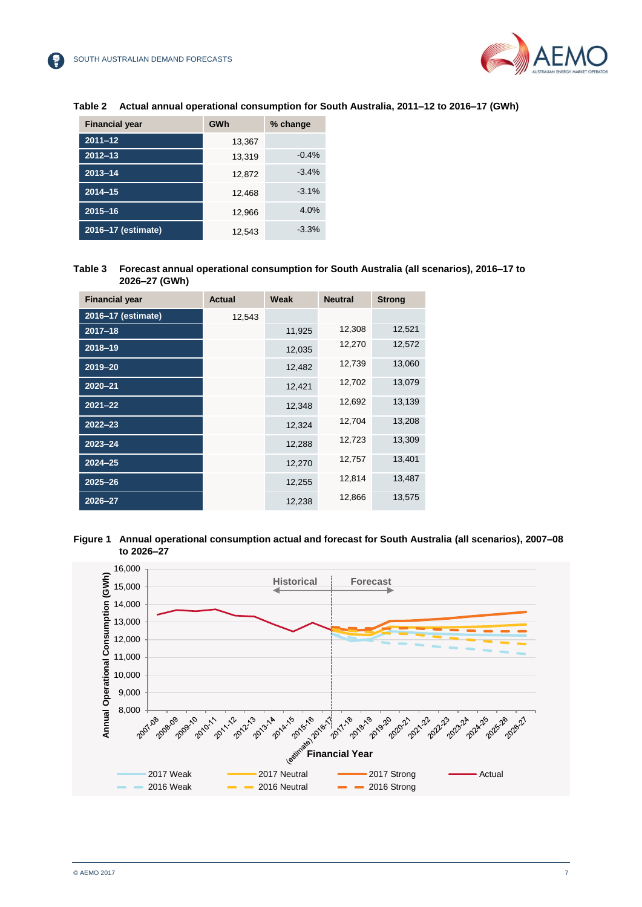**Table 2 Actual annual operational consumption for South Australia, 2011–12 to 2016–17 (GWh)**

| Financial year | GWh | % change |
|---|---|---|
| 2011–12 | 13,367 | |
| 2012–13 | 13,319 | -0.4% |
| 2013–14 | 12,872 | -3.4% |
| 2014–15 | 12,468 | -3.1% |
| 2015–16 | 12,966 | 4.0% |
| 2016–17 (estimate) | 12,543 | -3.3% |

**Table 3 Forecast annual operational consumption for South Australia (all scenarios), 2016–17 to 2026–27 (GWh)**

| Financial year | Actual | Weak | Neutral | Strong |
|---|---|---|---|---|
| 2016–17 (estimate) | 12,543 | | | |
| 2017–18 | | 11,925 | 12,308 | 12,521 |
| 2018–19 | | 12,035 | 12,270 | 12,572 |
| 2019–20 | | 12,482 | 12,739 | 13,060 |
| 2020–21 | | 12,421 | 12,702 | 13,079 |
| 2021–22 | | 12,348 | 12,692 | 13,139 |
| 2022–23 | | 12,324 | 12,704 | 13,208 |
| 2023–24 | | 12,288 | 12,723 | 13,309 |
| 2024–25 | | 12,270 | 12,757 | 13,401 |
| 2025–26 | | 12,255 | 12,814 | 13,487 |
| 2026–27 | | 12,238 | 12,866 | 13,575 |

**Figure 1 Annual operational consumption actual and forecast for South Australia (all scenarios), 2007–08 to 2026–27**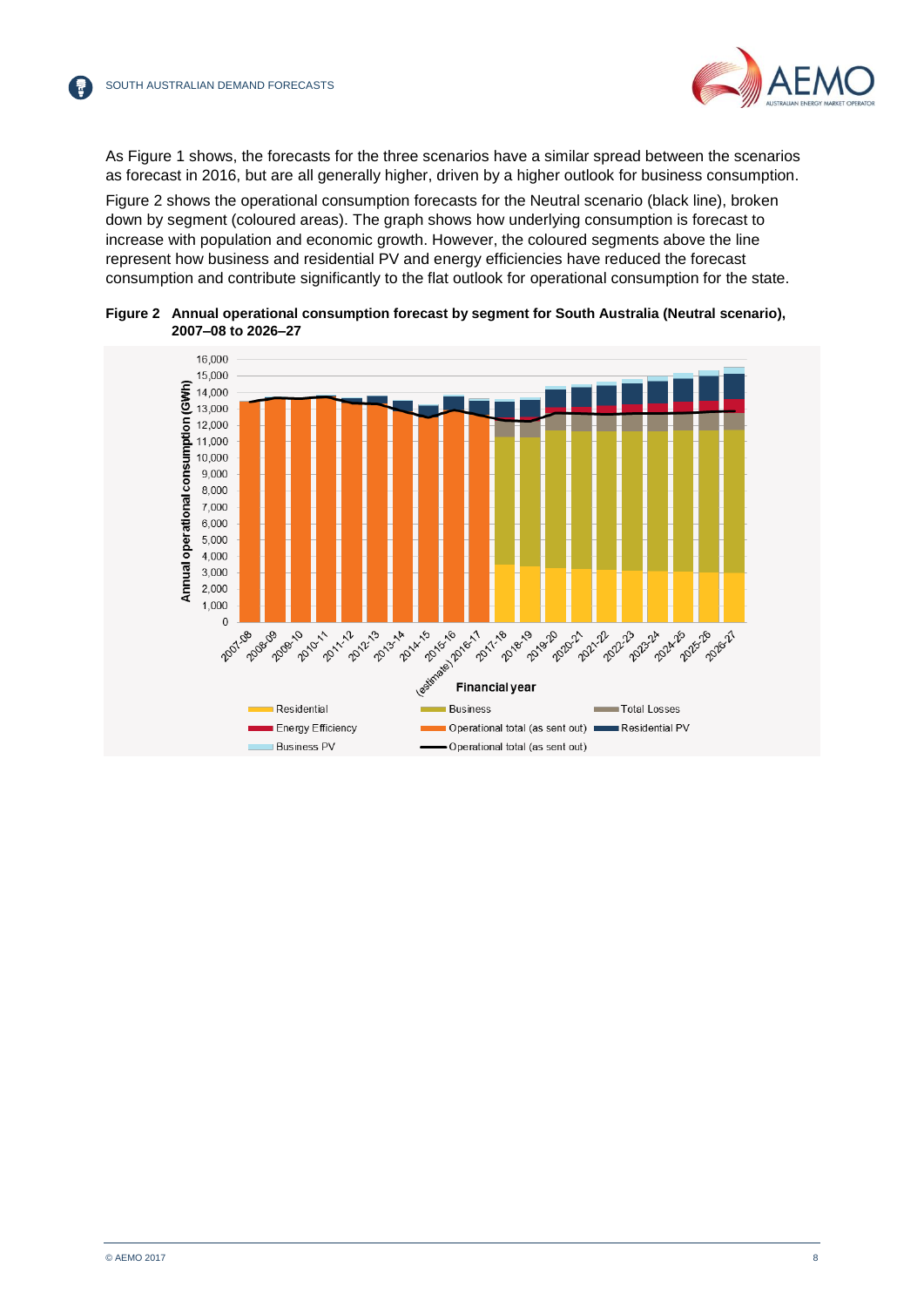As Figure 1 shows, the forecasts for the three scenarios have a similar spread between the scenarios as forecast in 2016, but are all generally higher, driven by a higher outlook for business consumption.

Figure 2 shows the operational consumption forecasts for the Neutral scenario (black line), broken down by segment (coloured areas). The graph shows how underlying consumption is forecast to increase with population and economic growth. However, the coloured segments above the line represent how business and residential PV and energy efficiencies have reduced the forecast consumption and contribute significantly to the flat outlook for operational consumption for the state.

**Figure 2 Annual operational consumption forecast by segment for South Australia (Neutral scenario), 2007–08 to 2026–27**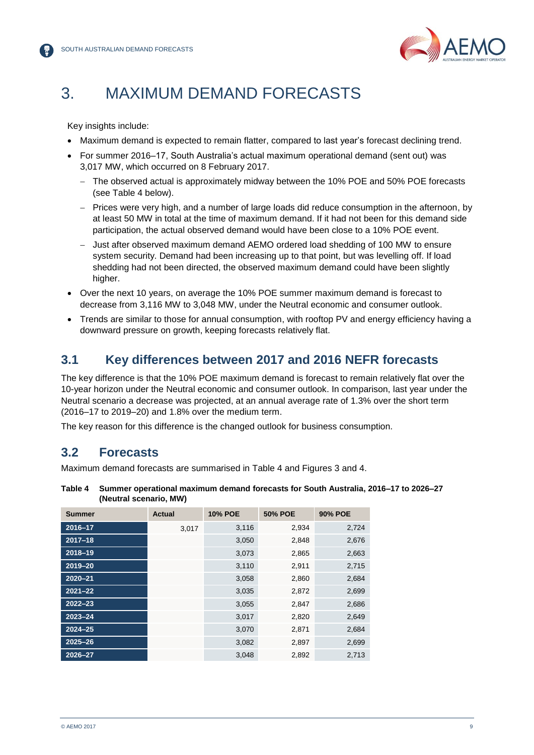# 3. MAXIMUM DEMAND FORECASTS

Key insights include:

- Maximum demand is expected to remain flatter, compared to last year's forecast declining trend.
- For summer 2016–17, South Australia's actual maximum operational demand (sent out) was 3,017 MW, which occurred on 8 February 2017.
  - The observed actual is approximately midway between the 10% POE and 50% POE forecasts (see Table 4 below).
  - Prices were very high, and a number of large loads did reduce consumption in the afternoon, by at least 50 MW in total at the time of maximum demand. If it had not been for this demand side participation, the actual observed demand would have been close to a 10% POE event.
  - Just after observed maximum demand AEMO ordered load shedding of 100 MW to ensure system security. Demand had been increasing up to that point, but was levelling off. If load shedding had not been directed, the observed maximum demand could have been slightly higher.
- Over the next 10 years, on average the 10% POE summer maximum demand is forecast to decrease from 3,116 MW to 3,048 MW, under the Neutral economic and consumer outlook.
- Trends are similar to those for annual consumption, with rooftop PV and energy efficiency having a downward pressure on growth, keeping forecasts relatively flat.

## 3.1 Key differences between 2017 and 2016 NEFR forecasts

The key difference is that the 10% POE maximum demand is forecast to remain relatively flat over the 10-year horizon under the Neutral economic and consumer outlook. In comparison, last year under the Neutral scenario a decrease was projected, at an annual average rate of 1.3% over the short term (2016–17 to 2019–20) and 1.8% over the medium term.

The key reason for this difference is the changed outlook for business consumption.

## 3.2 Forecasts

Maximum demand forecasts are summarised in Table 4 and Figures 3 and 4.

**Table 4 Summer operational maximum demand forecasts for South Australia, 2016–17 to 2026–27 (Neutral scenario, MW)**

| Summer | Actual | 10% POE | 50% POE | 90% POE |
|---|---|---|---|---|
| 2016–17 | 3,017 | 3,116 | 2,934 | 2,724 |
| 2017–18 | | 3,050 | 2,848 | 2,676 |
| 2018–19 | | 3,073 | 2,865 | 2,663 |
| 2019–20 | | 3,110 | 2,911 | 2,715 |
| 2020–21 | | 3,058 | 2,860 | 2,684 |
| 2021–22 | | 3,035 | 2,872 | 2,699 |
| 2022–23 | | 3,055 | 2,847 | 2,686 |
| 2023–24 | | 3,017 | 2,820 | 2,649 |
| 2024–25 | | 3,070 | 2,871 | 2,684 |
| 2025–26 | | 3,082 | 2,897 | 2,699 |
| 2026–27 | | 3,048 | 2,892 | 2,713 |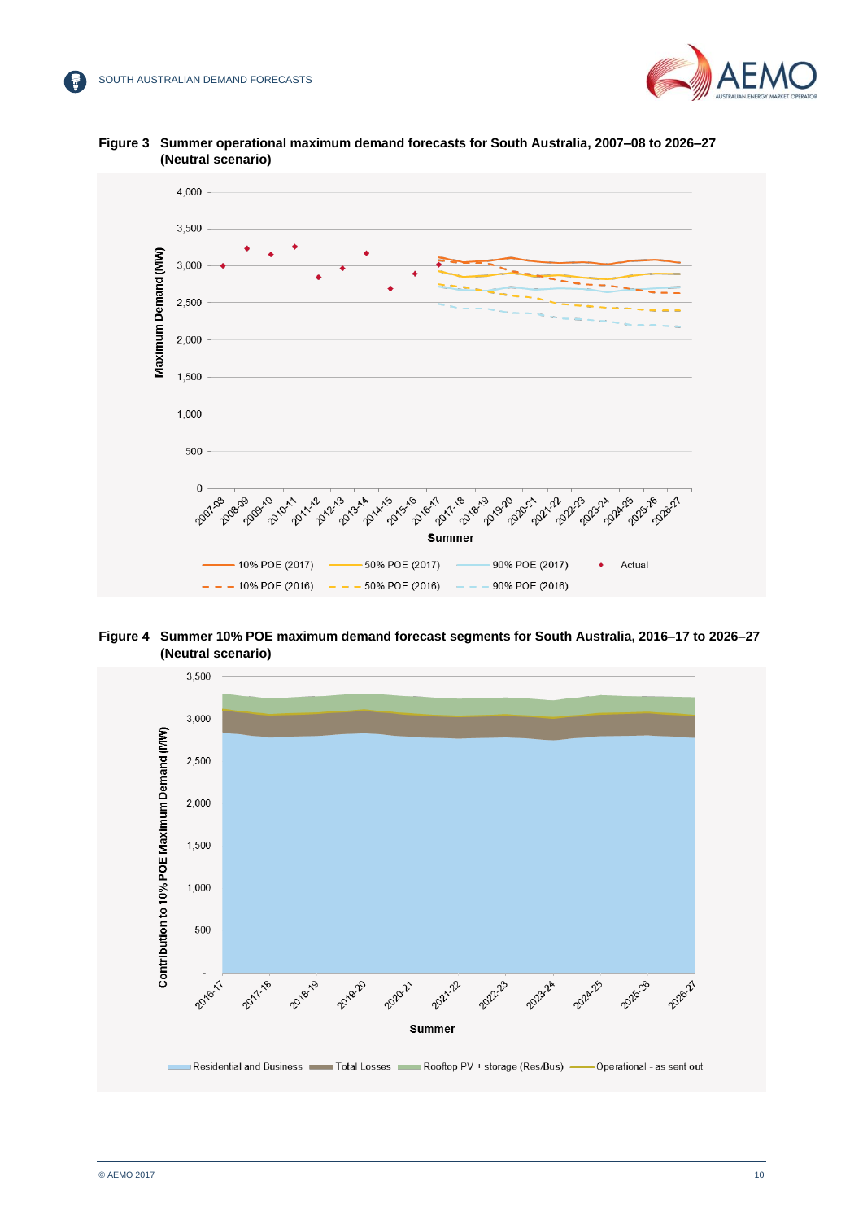**Figure 3 Summer operational maximum demand forecasts for South Australia, 2007–08 to 2026–27 (Neutral scenario)**

**Figure 4 Summer 10% POE maximum demand forecast segments for South Australia, 2016–17 to 2026–27 (Neutral scenario)**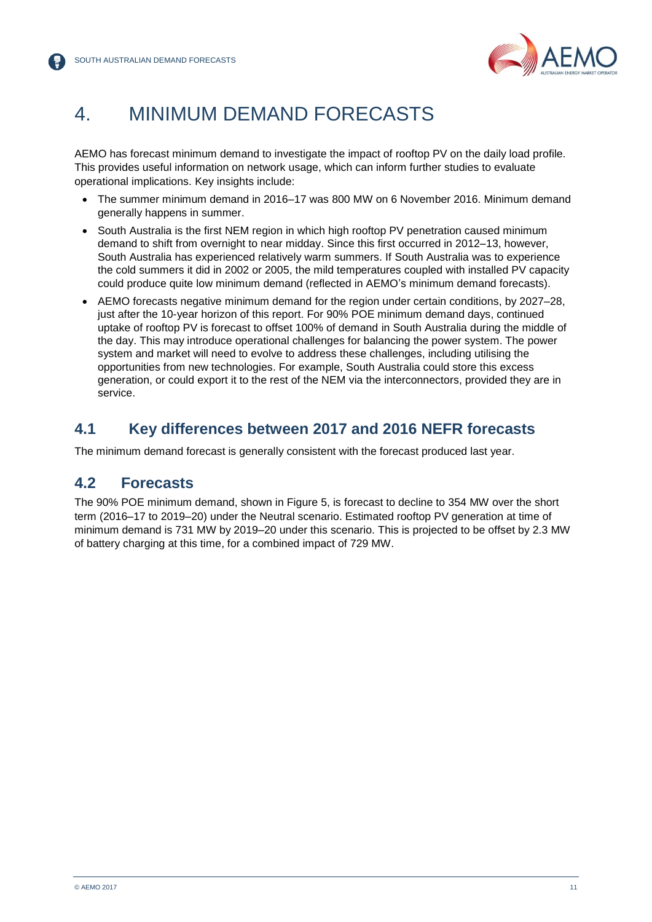# 4. MINIMUM DEMAND FORECASTS

AEMO has forecast minimum demand to investigate the impact of rooftop PV on the daily load profile. This provides useful information on network usage, which can inform further studies to evaluate operational implications. Key insights include:

- The summer minimum demand in 2016–17 was 800 MW on 6 November 2016. Minimum demand generally happens in summer.
- South Australia is the first NEM region in which high rooftop PV penetration caused minimum demand to shift from overnight to near midday. Since this first occurred in 2012–13, however, South Australia has experienced relatively warm summers. If South Australia was to experience the cold summers it did in 2002 or 2005, the mild temperatures coupled with installed PV capacity could produce quite low minimum demand (reflected in AEMO's minimum demand forecasts).
- AEMO forecasts negative minimum demand for the region under certain conditions, by 2027–28, just after the 10-year horizon of this report. For 90% POE minimum demand days, continued uptake of rooftop PV is forecast to offset 100% of demand in South Australia during the middle of the day. This may introduce operational challenges for balancing the power system. The power system and market will need to evolve to address these challenges, including utilising the opportunities from new technologies. For example, South Australia could store this excess generation, or could export it to the rest of the NEM via the interconnectors, provided they are in service.

## 4.1 Key differences between 2017 and 2016 NEFR forecasts

The minimum demand forecast is generally consistent with the forecast produced last year.

## 4.2 Forecasts

The 90% POE minimum demand, shown in Figure 5, is forecast to decline to 354 MW over the short term (2016–17 to 2019–20) under the Neutral scenario. Estimated rooftop PV generation at time of minimum demand is 731 MW by 2019–20 under this scenario. This is projected to be offset by 2.3 MW of battery charging at this time, for a combined impact of 729 MW.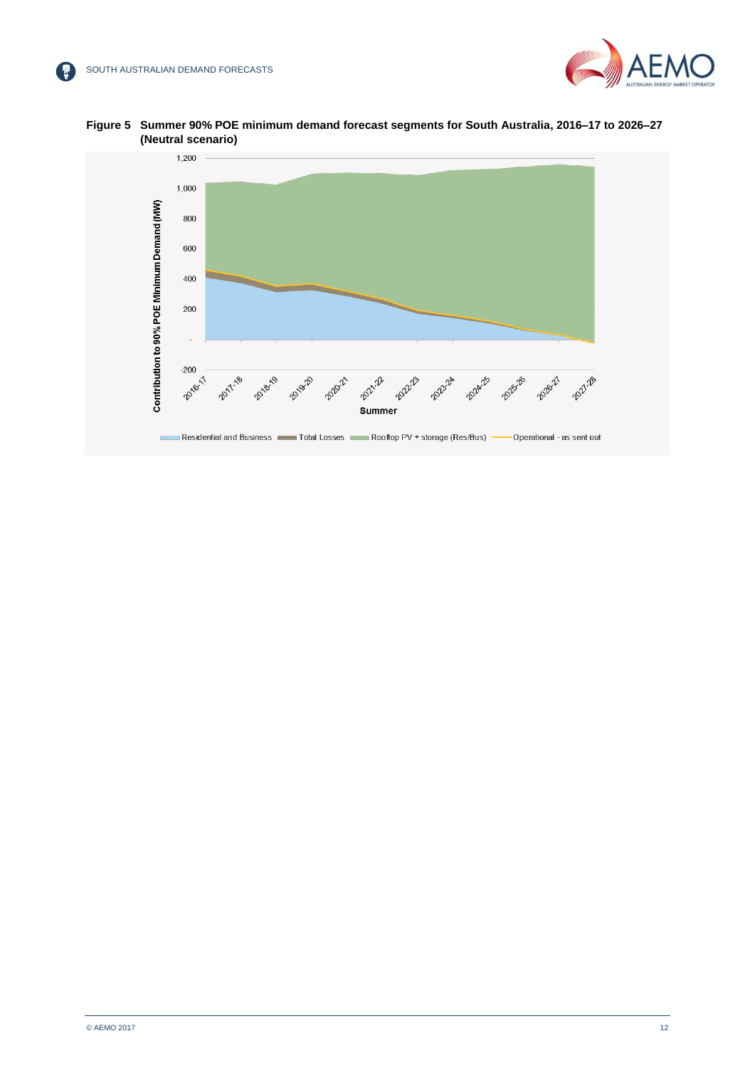**Figure 5 Summer 90% POE minimum demand forecast segments for South Australia, 2016–17 to 2026–27 (Neutral scenario)**

Contribution to 90% POE Minimum Demand (MW)

1,200
1,000
800
600
400
200
-
-200

2016-17
2017-18
2018-19
2019-20
2020-21
2021-22
2022-23
2023-24
2024-25
2025-26
2026-27
2027-28

Summer

Residential and Business
Total Losses
Rooftop PV + storage (Res/Bus)
Operational - as sent out